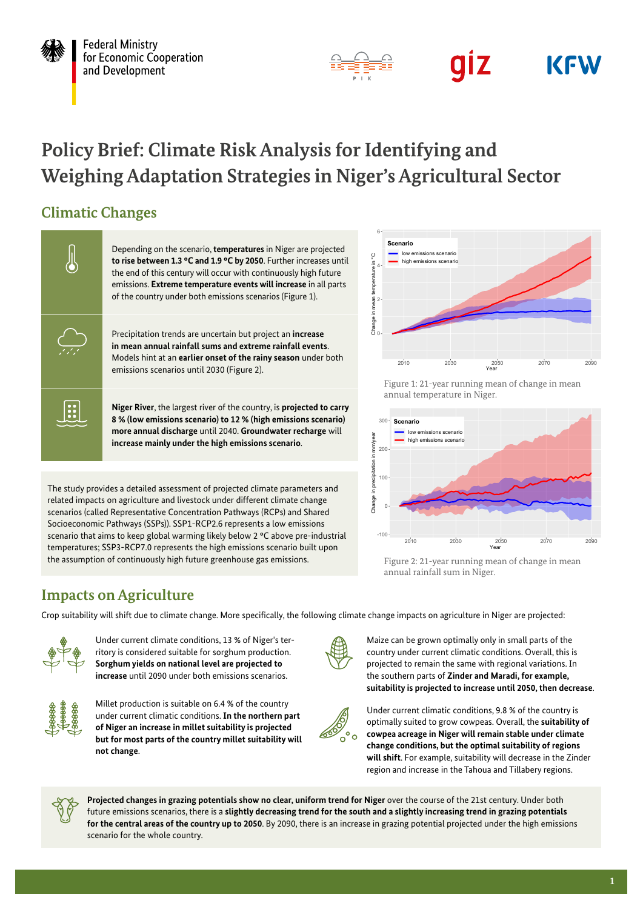Federal Ministry for Economic Cooperation and Development

# Policy Brief: Climate Risk Analysis for Identifying and Weighing Adaptation Strategies in Niger's Agricultural Sector

## Climatic Changes

Depending on the scenario, **temperatures** in Niger are projected **to rise between 1.3 °C and 1.9 °C by 2050**. Further increases until the end of this century will occur with continuously high future emissions. **Extreme temperature events will increase** in all parts of the country under both emissions scenarios (Figure 1).

Precipitation trends are uncertain but project an **increase in mean annual rainfall sums and extreme rainfall events**. Models hint at an **earlier onset of the rainy season** under both emissions scenarios until 2030 (Figure 2).

**Niger River**, the largest river of the country, is **projected to carry 8 % (low emissions scenario) to 12 % (high emissions scenario) more annual discharge** until 2040. **Groundwater recharge** will **increase mainly under the high emissions scenario**.

The study provides a detailed assessment of projected climate parameters and related impacts on agriculture and livestock under different climate change scenarios (called Representative Concentration Pathways (RCPs) and Shared Socioeconomic Pathways (SSPs)). SSP1-RCP2.6 represents a low emissions scenario that aims to keep global warming likely below 2 °C above pre-industrial temperatures; SSP3-RCP7.0 represents the high emissions scenario built upon the assumption of continuously high future greenhouse gas emissions.

Figure 1: 21-year running mean of change in mean annual temperature in Niger.

Figure 2: 21-year running mean of change in mean annual rainfall sum in Niger.

## Impacts on Agriculture

Crop suitability will shift due to climate change. More specifically, the following climate change impacts on agriculture in Niger are projected:

Under current climate conditions, 13 % of Niger's territory is considered suitable for sorghum production. **Sorghum yields on national level are projected to increase** until 2090 under both emissions scenarios.

Millet production is suitable on 6.4 % of the country under current climatic conditions. **In the northern part of Niger an increase in millet suitability is projected but for most parts of the country millet suitability will not change**.

Maize can be grown optimally only in small parts of the country under current climatic conditions. Overall, this is projected to remain the same with regional variations. In the southern parts of **Zinder and Maradi, for example, suitability is projected to increase until 2050, then decrease**.

Under current climatic conditions, 9.8 % of the country is optimally suited to grow cowpeas. Overall, the **suitability of cowpea acreage in Niger will remain stable under climate change conditions, but the optimal suitability of regions will shift**. For example, suitability will decrease in the Zinder region and increase in the Tahoua and Tillabery regions.

**Projected changes in grazing potentials show no clear, uniform trend for Niger** over the course of the 21st century. Under both future emissions scenarios, there is a **slightly decreasing trend for the south and a slightly increasing trend in grazing potentials for the central areas of the country up to 2050**. By 2090, there is an increase in grazing potential projected under the high emissions scenario for the whole country.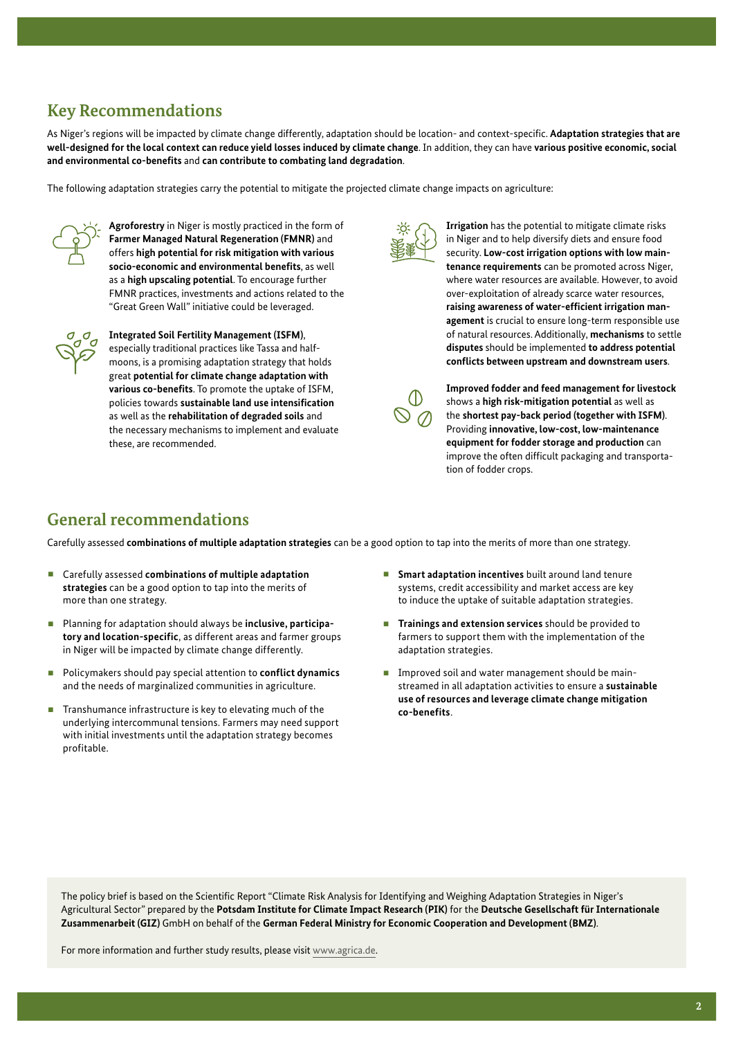## Key Recommendations

As Niger's regions will be impacted by climate change differently, adaptation should be location- and context-specific. **Adaptation strategies that are well-designed for the local context can reduce yield losses induced by climate change**. In addition, they can have **various positive economic, social and environmental co-benefits** and **can contribute to combating land degradation**.

The following adaptation strategies carry the potential to mitigate the projected climate change impacts on agriculture:

**Agroforestry** in Niger is mostly practiced in the form of **Farmer Managed Natural Regeneration (FMNR)** and offers **high potential for risk mitigation with various socio-economic and environmental benefits**, as well as a **high upscaling potential**. To encourage further FMNR practices, investments and actions related to the "Great Green Wall" initiative could be leveraged.

**Integrated Soil Fertility Management (ISFM)**, especially traditional practices like Tassa and half-moons, is a promising adaptation strategy that holds great **potential for climate change adaptation with various co-benefits**. To promote the uptake of ISFM, policies towards **sustainable land use intensification** as well as the **rehabilitation of degraded soils** and the necessary mechanisms to implement and evaluate these, are recommended.

**Irrigation** has the potential to mitigate climate risks in Niger and to help diversify diets and ensure food security. **Low-cost irrigation options with low maintenance requirements** can be promoted across Niger, where water resources are available. However, to avoid over-exploitation of already scarce water resources, **raising awareness of water-efficient irrigation management** is crucial to ensure long-term responsible use of natural resources. Additionally, **mechanisms** to settle **disputes** should be implemented **to address potential conflicts between upstream and downstream users**.

**Improved fodder and feed management for livestock** shows a **high risk-mitigation potential** as well as the **shortest pay-back period (together with ISFM)**. Providing **innovative, low-cost, low-maintenance equipment for fodder storage and production** can improve the often difficult packaging and transportation of fodder crops.

## General recommendations

Carefully assessed **combinations of multiple adaptation strategies** can be a good option to tap into the merits of more than one strategy.

- Carefully assessed **combinations of multiple adaptation strategies** can be a good option to tap into the merits of more than one strategy.
- Planning for adaptation should always be **inclusive, participatory and location-specific**, as different areas and farmer groups in Niger will be impacted by climate change differently.
- Policymakers should pay special attention to **conflict dynamics** and the needs of marginalized communities in agriculture.
- Transhumance infrastructure is key to elevating much of the underlying intercommunal tensions. Farmers may need support with initial investments until the adaptation strategy becomes profitable.
- **Smart adaptation incentives** built around land tenure systems, credit accessibility and market access are key to induce the uptake of suitable adaptation strategies.
- **Trainings and extension services** should be provided to farmers to support them with the implementation of the adaptation strategies.
- Improved soil and water management should be mainstreamed in all adaptation activities to ensure a **sustainable use of resources and leverage climate change mitigation co-benefits**.

The policy brief is based on the Scientific Report "Climate Risk Analysis for Identifying and Weighing Adaptation Strategies in Niger's Agricultural Sector" prepared by the **Potsdam Institute for Climate Impact Research (PIK)** for the **Deutsche Gesellschaft für Internationale Zusammenarbeit (GIZ)** GmbH on behalf of the **German Federal Ministry for Economic Cooperation and Development (BMZ)**.

For more information and further study results, please visit www.agrica.de.